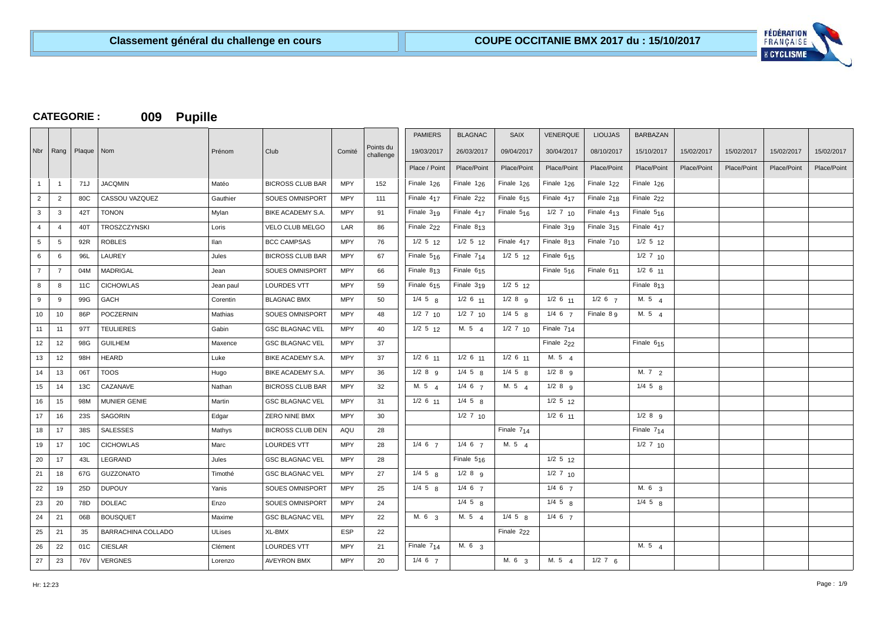# Classement général du challenge en cours

## COUPE OCCITANIE BMX 2017 du : 15/10/2017

### CATEGORIE : 009 Pupille

| Nbr | Rang | Plaque | Nom | Prénom | Club | Comité | Points du challenge | PAMIERS | BLAGNAC | SAIX | VENERQUE | LIOUJAS | BARBAZAN | | | | |
|---|---|---|---|---|---|---|---|---|---|---|---|---|---|---|---|---|---|
| | | | | | | | | 19/03/2017 | 26/03/2017 | 09/04/2017 | 30/04/2017 | 08/10/2017 | 15/10/2017 | 15/02/2017 | 15/02/2017 | 15/02/2017 | 15/02/2017 |
| | | | | | | | | Place / Point | Place/Point | Place/Point | Place/Point | Place/Point | Place/Point | Place/Point | Place/Point | Place/Point | Place/Point |
| 1 | 1 | 71J | JACQMIN | Matéo | BICROSS CLUB BAR | MPY | 152 | Finale $1_{26}$ | Finale $1_{26}$ | Finale $1_{26}$ | Finale $1_{26}$ | Finale $1_{22}$ | Finale $1_{26}$ | | | | |
| 2 | 2 | 80C | CASSOU VAZQUEZ | Gauthier | SOUES OMNISPORT | MPY | 111 | Finale $4_{17}$ | Finale $2_{22}$ | Finale $6_{15}$ | Finale $4_{17}$ | Finale $2_{18}$ | Finale $2_{22}$ | | | | |
| 3 | 3 | 42T | TONON | Mylan | BIKE ACADEMY S.A. | MPY | 91 | Finale $3_{19}$ | Finale $4_{17}$ | Finale $5_{16}$ | 1/2 7 10 | Finale $4_{13}$ | Finale $5_{16}$ | | | | |
| 4 | 4 | 40T | TROSZCZYNSKI | Loris | VELO CLUB MELGO | LAR | 86 | Finale $2_{22}$ | Finale $8_{13}$ | | Finale $3_{19}$ | Finale $3_{15}$ | Finale $4_{17}$ | | | | |
| 5 | 5 | 92R | ROBLES | Ilan | BCC CAMPSAS | MPY | 76 | 1/2 5 12 | 1/2 5 12 | Finale $4_{17}$ | Finale $8_{13}$ | Finale $7_{10}$ | 1/2 5 12 | | | | |
| 6 | 6 | 96L | LAUREY | Jules | BICROSS CLUB BAR | MPY | 67 | Finale $5_{16}$ | Finale $7_{14}$ | 1/2 5 12 | Finale $6_{15}$ | | 1/2 7 10 | | | | |
| 7 | 7 | 04M | MADRIGAL | Jean | SOUES OMNISPORT | MPY | 66 | Finale $8_{13}$ | Finale $6_{15}$ | | Finale $5_{16}$ | Finale $6_{11}$ | 1/2 6 11 | | | | |
| 8 | 8 | 11C | CICHOWLAS | Jean paul | LOURDES VTT | MPY | 59 | Finale $6_{15}$ | Finale $3_{19}$ | 1/2 5 12 | | | Finale $8_{13}$ | | | | |
| 9 | 9 | 99G | GACH | Corentin | BLAGNAC BMX | MPY | 50 | 1/4 5 8 | 1/2 6 11 | 1/2 8 9 | 1/2 6 11 | 1/2 6 7 | M. 5 4 | | | | |
| 10 | 10 | 86P | POCZERNIN | Mathias | SOUES OMNISPORT | MPY | 48 | 1/2 7 10 | 1/2 7 10 | 1/4 5 8 | 1/4 6 7 | Finale $8_{9}$ | M. 5 4 | | | | |
| 11 | 11 | 97T | TEULIERES | Gabin | GSC BLAGNAC VEL | MPY | 40 | 1/2 5 12 | M. 5 4 | 1/2 7 10 | Finale $7_{14}$ | | | | | | |
| 12 | 12 | 98G | GUILHEM | Maxence | GSC BLAGNAC VEL | MPY | 37 | | | | Finale $2_{22}$ | | Finale $6_{15}$ | | | | |
| 13 | 12 | 98H | HEARD | Luke | BIKE ACADEMY S.A. | MPY | 37 | 1/2 6 11 | 1/2 6 11 | 1/2 6 11 | M. 5 4 | | | | | | |
| 14 | 13 | 06T | TOOS | Hugo | BIKE ACADEMY S.A. | MPY | 36 | 1/2 8 9 | 1/4 5 8 | 1/4 5 8 | 1/2 8 9 | | M. 7 2 | | | | |
| 15 | 14 | 13C | CAZANAVE | Nathan | BICROSS CLUB BAR | MPY | 32 | M. 5 4 | 1/4 6 7 | M. 5 4 | 1/2 8 9 | | 1/4 5 8 | | | | |
| 16 | 15 | 98M | MUNIER GENIE | Martin | GSC BLAGNAC VEL | MPY | 31 | 1/2 6 11 | 1/4 5 8 | | 1/2 5 12 | | | | | | |
| 17 | 16 | 23S | SAGORIN | Edgar | ZERO NINE BMX | MPY | 30 | | 1/2 7 10 | | 1/2 6 11 | | 1/2 8 9 | | | | |
| 18 | 17 | 38S | SALESSES | Mathys | BICROSS CLUB DEN | AQU | 28 | | | Finale $7_{14}$ | | | Finale $7_{14}$ | | | | |
| 19 | 17 | 10C | CICHOWLAS | Marc | LOURDES VTT | MPY | 28 | 1/4 6 7 | 1/4 6 7 | M. 5 4 | | | 1/2 7 10 | | | | |
| 20 | 17 | 43L | LEGRAND | Jules | GSC BLAGNAC VEL | MPY | 28 | | Finale $5_{16}$ | | 1/2 5 12 | | | | | | |
| 21 | 18 | 67G | GUZZONATO | Timothé | GSC BLAGNAC VEL | MPY | 27 | 1/4 5 8 | 1/2 8 9 | | 1/2 7 10 | | | | | | |
| 22 | 19 | 25D | DUPOUY | Yanis | SOUES OMNISPORT | MPY | 25 | 1/4 5 8 | 1/4 6 7 | | 1/4 6 7 | | M. 6 3 | | | | |
| 23 | 20 | 78D | DOLEAC | Enzo | SOUES OMNISPORT | MPY | 24 | | 1/4 5 8 | | 1/4 5 8 | | 1/4 5 8 | | | | |
| 24 | 21 | 06B | BOUSQUET | Maxime | GSC BLAGNAC VEL | MPY | 22 | M. 6 3 | M. 5 4 | 1/4 5 8 | 1/4 6 7 | | | | | | |
| 25 | 21 | 35 | BARRACHINA COLLADO | ULises | XL-BMX | ESP | 22 | | | Finale $2_{22}$ | | | | | | | |
| 26 | 22 | 01C | CIESLAR | Clément | LOURDES VTT | MPY | 21 | Finale $7_{14}$ | M. 6 3 | | | | M. 5 4 | | | | |
| 27 | 23 | 76V | VERGNES | Lorenzo | AVEYRON BMX | MPY | 20 | 1/4 6 7 | | M. 6 3 | M. 5 4 | 1/2 7 6 | | | | | |

Hr: 12:23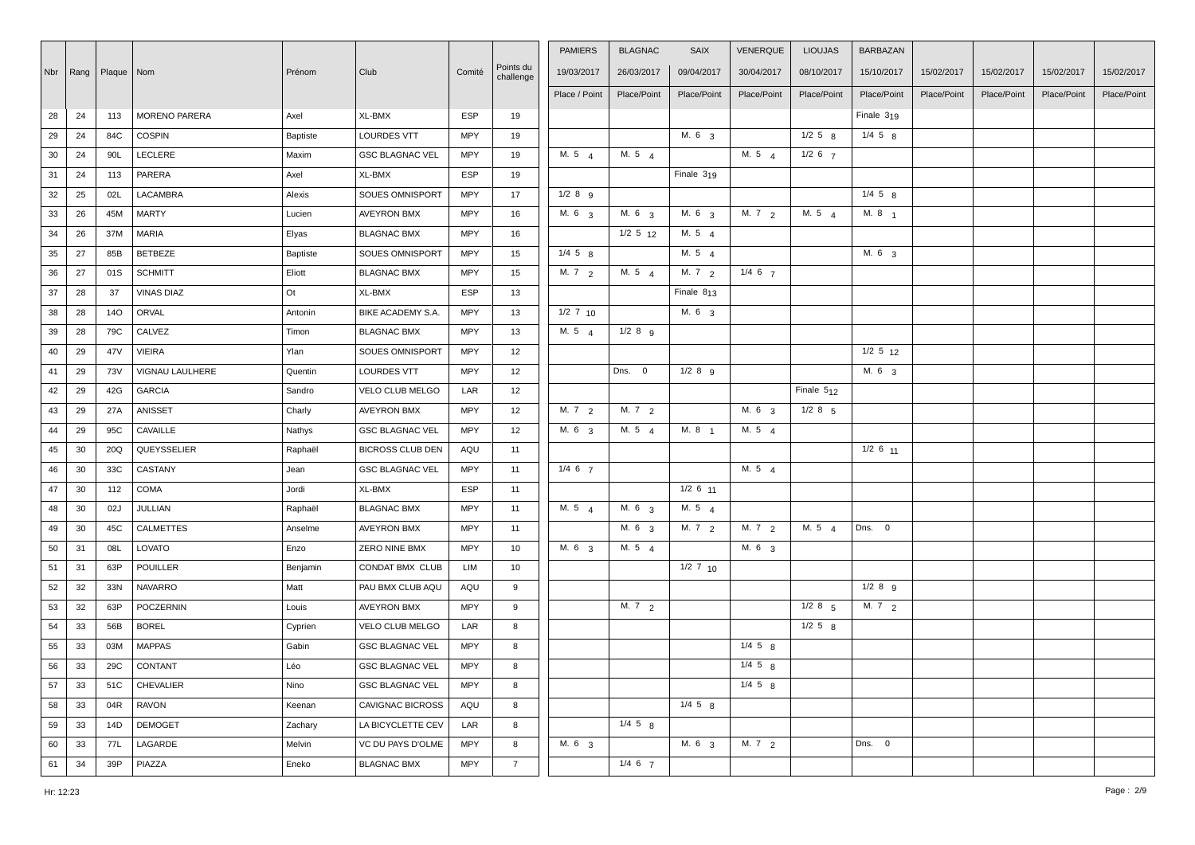| Nbr | Rang | Plaque | Nom | Prénom | Club | Comité | Points du challenge | PAMIERS 19/03/2017 | BLAGNAC 26/03/2017 | SAIX 09/04/2017 | VENERQUE 30/04/2017 | LIOUJAS 08/10/2017 | BARBAZAN 15/10/2017 | 15/02/2017 | 15/02/2017 | 15/02/2017 | 15/02/2017 |
|---|---|---|---|---|---|---|---|---|---|---|---|---|---|---|---|---|---|
| | | | | | | | | Place / Point | Place/Point | Place/Point | Place/Point | Place/Point | Place/Point | Place/Point | Place/Point | Place/Point | Place/Point |
| 28 | 24 | 113 | MORENO PARERA | Axel | XL-BMX | ESP | 19 | | | | | | Finale 3 19 | | | | |
| 29 | 24 | 84C | COSPIN | Baptiste | LOURDES VTT | MPY | 19 | | | M. 6 3 | | 1/2 5 8 | 1/4 5 8 | | | | |
| 30 | 24 | 90L | LECLERE | Maxim | GSC BLAGNAC VEL | MPY | 19 | M. 5 4 | M. 5 4 | | M. 5 4 | 1/2 6 7 | | | | | |
| 31 | 24 | 113 | PARERA | Axel | XL-BMX | ESP | 19 | | | Finale 3 19 | | | | | | | |
| 32 | 25 | 02L | LACAMBRA | Alexis | SOUES OMNISPORT | MPY | 17 | 1/2 8 9 | | | | | 1/4 5 8 | | | | |
| 33 | 26 | 45M | MARTY | Lucien | AVEYRON BMX | MPY | 16 | M. 6 3 | M. 6 3 | M. 6 3 | M. 7 2 | M. 5 4 | M. 8 1 | | | | |
| 34 | 26 | 37M | MARIA | Elyas | BLAGNAC BMX | MPY | 16 | | 1/2 5 12 | M. 5 4 | | | | | | | |
| 35 | 27 | 85B | BETBEZE | Baptiste | SOUES OMNISPORT | MPY | 15 | 1/4 5 8 | | M. 5 4 | | | M. 6 3 | | | | |
| 36 | 27 | 01S | SCHMITT | Eliott | BLAGNAC BMX | MPY | 15 | M. 7 2 | M. 5 4 | M. 7 2 | 1/4 6 7 | | | | | | |
| 37 | 28 | 37 | VINAS DIAZ | Ot | XL-BMX | ESP | 13 | | | Finale 8 13 | | | | | | | |
| 38 | 28 | 14O | ORVAL | Antonin | BIKE ACADEMY S.A. | MPY | 13 | 1/2 7 10 | | M. 6 3 | | | | | | | |
| 39 | 28 | 79C | CALVEZ | Timon | BLAGNAC BMX | MPY | 13 | M. 5 4 | 1/2 8 9 | | | | | | | | |
| 40 | 29 | 47V | VIEIRA | Ylan | SOUES OMNISPORT | MPY | 12 | | | | | | 1/2 5 12 | | | | |
| 41 | 29 | 73V | VIGNAU LAULHERE | Quentin | LOURDES VTT | MPY | 12 | | Dns. 0 | 1/2 8 9 | | | M. 6 3 | | | | |
| 42 | 29 | 42G | GARCIA | Sandro | VELO CLUB MELGO | LAR | 12 | | | | | Finale 5 12 | | | | | |
| 43 | 29 | 27A | ANISSET | Charly | AVEYRON BMX | MPY | 12 | M. 7 2 | M. 7 2 | | M. 6 3 | 1/2 8 5 | | | | | |
| 44 | 29 | 95C | CAVAILLE | Nathys | GSC BLAGNAC VEL | MPY | 12 | M. 6 3 | M. 5 4 | M. 8 1 | M. 5 4 | | | | | | |
| 45 | 30 | 20Q | QUEYSSELIER | Raphaël | BICROSS CLUB DEN | AQU | 11 | | | | | | 1/2 6 11 | | | | |
| 46 | 30 | 33C | CASTANY | Jean | GSC BLAGNAC VEL | MPY | 11 | 1/4 6 7 | | | M. 5 4 | | | | | | |
| 47 | 30 | 112 | COMA | Jordi | XL-BMX | ESP | 11 | | | 1/2 6 11 | | | | | | | |
| 48 | 30 | 02J | JULLIAN | Raphaël | BLAGNAC BMX | MPY | 11 | M. 5 4 | M. 6 3 | M. 5 4 | | | | | | | |
| 49 | 30 | 45C | CALMETTES | Anselme | AVEYRON BMX | MPY | 11 | | M. 6 3 | M. 7 2 | M. 7 2 | M. 5 4 | Dns. 0 | | | | |
| 50 | 31 | 08L | LOVATO | Enzo | ZERO NINE BMX | MPY | 10 | M. 6 3 | M. 5 4 | | M. 6 3 | | | | | | |
| 51 | 31 | 63P | POUILLER | Benjamin | CONDAT BMX CLUB | LIM | 10 | | | 1/2 7 10 | | | | | | | |
| 52 | 32 | 33N | NAVARRO | Matt | PAU BMX CLUB AQU | AQU | 9 | | | | | | 1/2 8 9 | | | | |
| 53 | 32 | 63P | POCZERNIN | Louis | AVEYRON BMX | MPY | 9 | | M. 7 2 | | | 1/2 8 5 | M. 7 2 | | | | |
| 54 | 33 | 56B | BOREL | Cyprien | VELO CLUB MELGO | LAR | 8 | | | | | 1/2 5 8 | | | | | |
| 55 | 33 | 03M | MAPPAS | Gabin | GSC BLAGNAC VEL | MPY | 8 | | | | 1/4 5 8 | | | | | | |
| 56 | 33 | 29C | CONTANT | Léo | GSC BLAGNAC VEL | MPY | 8 | | | | 1/4 5 8 | | | | | | |
| 57 | 33 | 51C | CHEVALIER | Nino | GSC BLAGNAC VEL | MPY | 8 | | | | 1/4 5 8 | | | | | | |
| 58 | 33 | 04R | RAVON | Keenan | CAVIGNAC BICROSS | AQU | 8 | | | 1/4 5 8 | | | | | | | |
| 59 | 33 | 14D | DEMOGET | Zachary | LA BICYCLETTE CEV | LAR | 8 | | 1/4 5 8 | | | | | | | | |
| 60 | 33 | 77L | LAGARDE | Melvin | VC DU PAYS D'OLME | MPY | 8 | M. 6 3 | | M. 6 3 | M. 7 2 | | Dns. 0 | | | | |
| 61 | 34 | 39P | PIAZZA | Eneko | BLAGNAC BMX | MPY | 7 | | 1/4 6 7 | | | | | | | | |

Hr: 12:23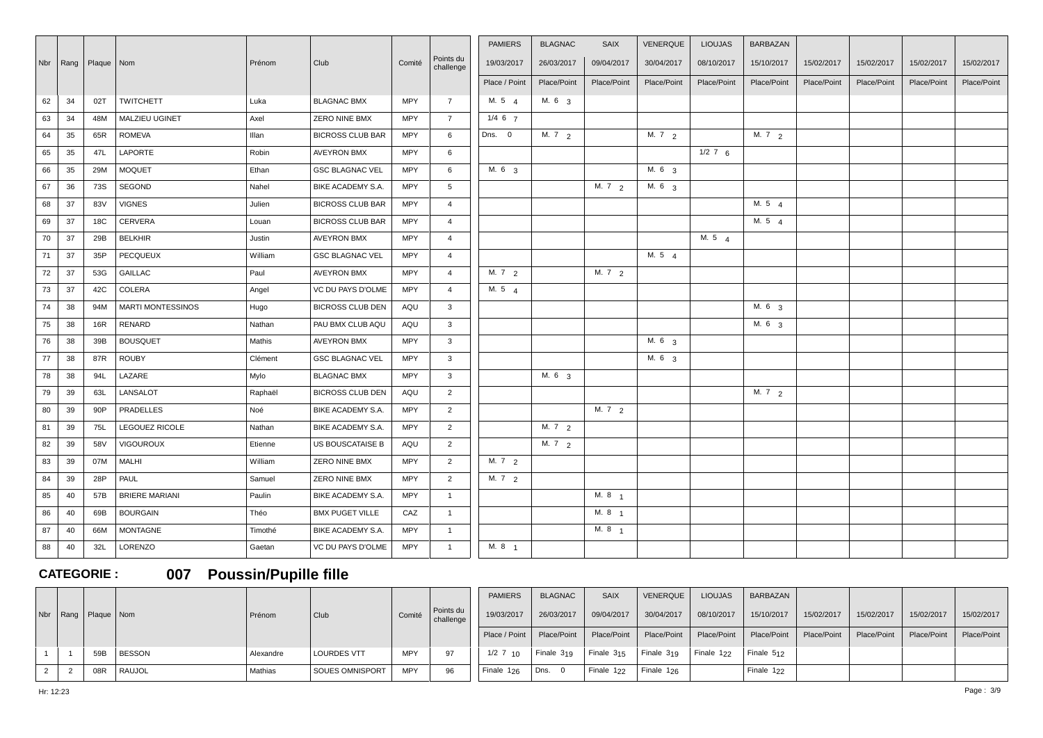| Nbr | Rang | Plaque | Nom | Prénom | Club | Comité | Points du challenge | PAMIERS | BLAGNAC | SAIX | VENERQUE | LIOUJAS | BARBAZAN | | | | |
|---|---|---|---|---|---|---|---|---|---|---|---|---|---|---|---|---|---|
| | | | | | | | | 19/03/2017 | 26/03/2017 | 09/04/2017 | 30/04/2017 | 08/10/2017 | 15/10/2017 | 15/02/2017 | 15/02/2017 | 15/02/2017 | 15/02/2017 |
| | | | | | | | | Place / Point | Place/Point | Place/Point | Place/Point | Place/Point | Place/Point | Place/Point | Place/Point | Place/Point | Place/Point |
| 62 | 34 | 02T | TWITCHETT | Luka | BLAGNAC BMX | MPY | 7 | M. 5 4 | M. 6 3 | | | | | | | | |
| 63 | 34 | 48M | MALZIEU UGINET | Axel | ZERO NINE BMX | MPY | 7 | 1/4 6 7 | | | | | | | | | |
| 64 | 35 | 65R | ROMEVA | Illan | BICROSS CLUB BAR | MPY | 6 | Dns. 0 | M. 7 2 | | M. 7 2 | | M. 7 2 | | | | |
| 65 | 35 | 47L | LAPORTE | Robin | AVEYRON BMX | MPY | 6 | | | | | 1/2 7 6 | | | | | |
| 66 | 35 | 29M | MOQUET | Ethan | GSC BLAGNAC VEL | MPY | 6 | M. 6 3 | | | M. 6 3 | | | | | | |
| 67 | 36 | 73S | SEGOND | Nahel | BIKE ACADEMY S.A. | MPY | 5 | | | M. 7 2 | M. 6 3 | | | | | | |
| 68 | 37 | 83V | VIGNES | Julien | BICROSS CLUB BAR | MPY | 4 | | | | | | M. 5 4 | | | | |
| 69 | 37 | 18C | CERVERA | Louan | BICROSS CLUB BAR | MPY | 4 | | | | | | M. 5 4 | | | | |
| 70 | 37 | 29B | BELKHIR | Justin | AVEYRON BMX | MPY | 4 | | | | | M. 5 4 | | | | | |
| 71 | 37 | 35P | PECQUEUX | William | GSC BLAGNAC VEL | MPY | 4 | | | | M. 5 4 | | | | | | |
| 72 | 37 | 53G | GAILLAC | Paul | AVEYRON BMX | MPY | 4 | M. 7 2 | | M. 7 2 | | | | | | | |
| 73 | 37 | 42C | COLERA | Angel | VC DU PAYS D'OLME | MPY | 4 | M. 5 4 | | | | | | | | | |
| 74 | 38 | 94M | MARTI MONTESSINOS | Hugo | BICROSS CLUB DEN | AQU | 3 | | | | | | M. 6 3 | | | | |
| 75 | 38 | 16R | RENARD | Nathan | PAU BMX CLUB AQU | AQU | 3 | | | | | | M. 6 3 | | | | |
| 76 | 38 | 39B | BOUSQUET | Mathis | AVEYRON BMX | MPY | 3 | | | | M. 6 3 | | | | | | |
| 77 | 38 | 87R | ROUBY | Clément | GSC BLAGNAC VEL | MPY | 3 | | | | M. 6 3 | | | | | | |
| 78 | 38 | 94L | LAZARE | Mylo | BLAGNAC BMX | MPY | 3 | | M. 6 3 | | | | | | | | |
| 79 | 39 | 63L | LANSALOT | Raphaël | BICROSS CLUB DEN | AQU | 2 | | | | | | M. 7 2 | | | | |
| 80 | 39 | 90P | PRADELLES | Noé | BIKE ACADEMY S.A. | MPY | 2 | | | M. 7 2 | | | | | | | |
| 81 | 39 | 75L | LEGOUEZ RICOLE | Nathan | BIKE ACADEMY S.A. | MPY | 2 | | M. 7 2 | | | | | | | | |
| 82 | 39 | 58V | VIGOUROUX | Etienne | US BOUSCATAISE B | AQU | 2 | | M. 7 2 | | | | | | | | |
| 83 | 39 | 07M | MALHI | William | ZERO NINE BMX | MPY | 2 | M. 7 2 | | | | | | | | | |
| 84 | 39 | 28P | PAUL | Samuel | ZERO NINE BMX | MPY | 2 | M. 7 2 | | | | | | | | | |
| 85 | 40 | 57B | BRIERE MARIANI | Paulin | BIKE ACADEMY S.A. | MPY | 1 | | | M. 8 1 | | | | | | | |
| 86 | 40 | 69B | BOURGAIN | Théo | BMX PUGET VILLE | CAZ | 1 | | | M. 8 1 | | | | | | | |
| 87 | 40 | 66M | MONTAGNE | Timothé | BIKE ACADEMY S.A. | MPY | 1 | | | M. 8 1 | | | | | | | |
| 88 | 40 | 32L | LORENZO | Gaetan | VC DU PAYS D'OLME | MPY | 1 | M. 8 1 | | | | | | | | | |

## CATEGORIE : 007 Poussin/Pupille fille

| Nbr | Rang | Plaque | Nom | Prénom | Club | Comité | Points du challenge | PAMIERS | BLAGNAC | SAIX | VENERQUE | LIOUJAS | BARBAZAN | | | | |
|---|---|---|---|---|---|---|---|---|---|---|---|---|---|---|---|---|---|
| | | | | | | | | 19/03/2017 | 26/03/2017 | 09/04/2017 | 30/04/2017 | 08/10/2017 | 15/10/2017 | 15/02/2017 | 15/02/2017 | 15/02/2017 | 15/02/2017 |
| | | | | | | | | Place / Point | Place/Point | Place/Point | Place/Point | Place/Point | Place/Point | Place/Point | Place/Point | Place/Point | Place/Point |
| 1 | 1 | 59B | BESSON | Alexandre | LOURDES VTT | MPY | 97 | 1/2 7 10 | Finale 3 19 | Finale 3 15 | Finale 3 19 | Finale 1 22 | Finale 5 12 | | | | |
| 2 | 2 | 08R | RAUJOL | Mathias | SOUES OMNISPORT | MPY | 96 | Finale 1 26 | Dns. 0 | Finale 1 22 | Finale 1 26 | | Finale 1 22 | | | | |

Hr: 12:23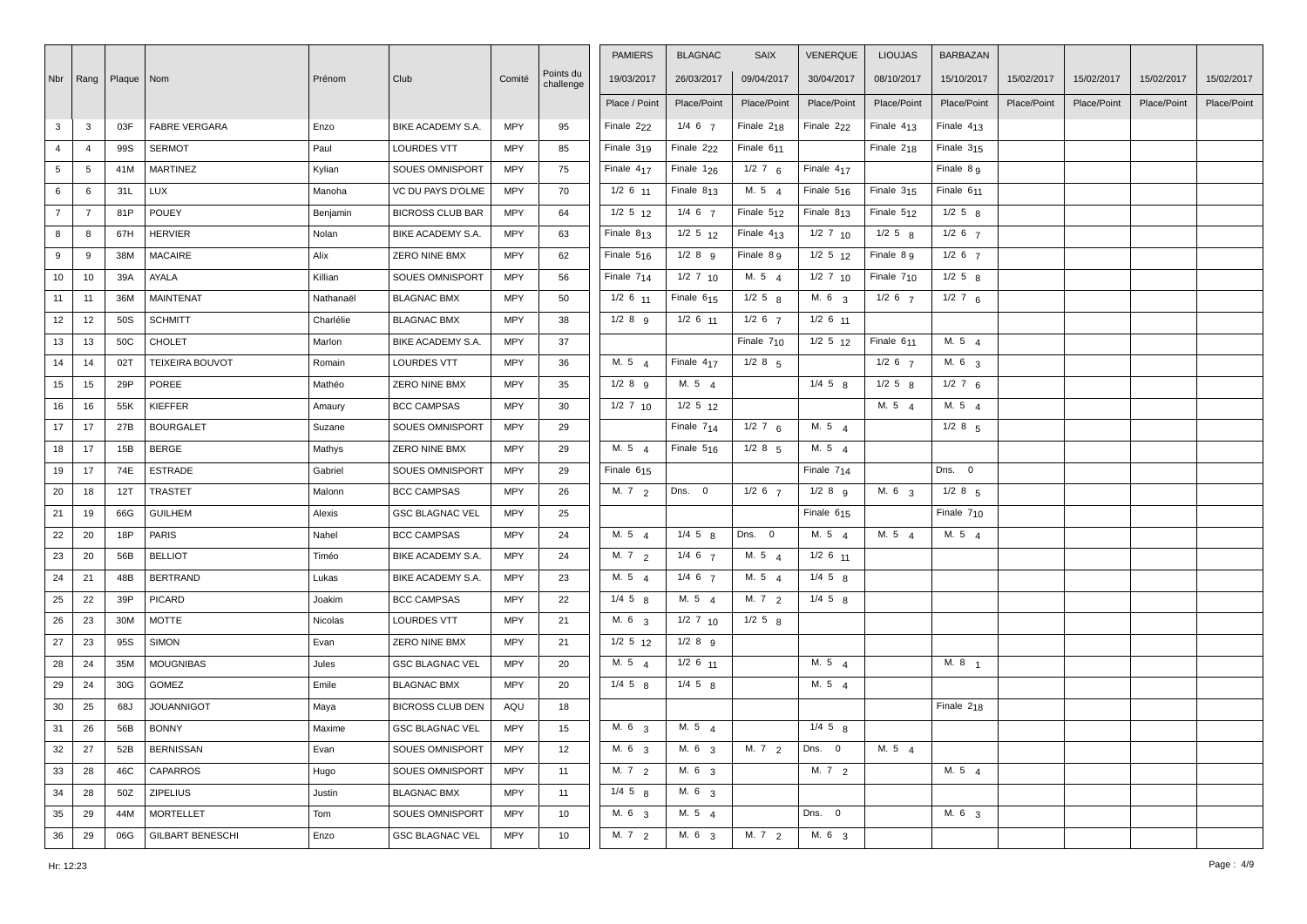| Nbr | Rang | Plaque | Nom | Prénom | Club | Comité | Points du challenge | PAMIERS | BLAGNAC | SAIX | VENERQUE | LIOUJAS | BARBAZAN | | | | |
|---|---|---|---|---|---|---|---|---|---|---|---|---|---|---|---|---|---|
| | | | | | | | | 19/03/2017 | 26/03/2017 | 09/04/2017 | 30/04/2017 | 08/10/2017 | 15/10/2017 | 15/02/2017 | 15/02/2017 | 15/02/2017 | 15/02/2017 |
| | | | | | | | | Place / Point | Place/Point | Place/Point | Place/Point | Place/Point | Place/Point | Place/Point | Place/Point | Place/Point | Place/Point |
| 3 | 3 | 03F | FABRE VERGARA | Enzo | BIKE ACADEMY S.A. | MPY | 95 | Finale 2 22 | 1/4 6 7 | Finale 2 18 | Finale 2 22 | Finale 4 13 | Finale 4 13 | | | | |
| 4 | 4 | 99S | SERMOT | Paul | LOURDES VTT | MPY | 85 | Finale 3 19 | Finale 2 22 | Finale 6 11 | | Finale 2 18 | Finale 3 15 | | | | |
| 5 | 5 | 41M | MARTINEZ | Kylian | SOUES OMNISPORT | MPY | 75 | Finale 4 17 | Finale 1 26 | 1/2 7 6 | Finale 4 17 | | Finale 8 9 | | | | |
| 6 | 6 | 31L | LUX | Manoha | VC DU PAYS D'OLME | MPY | 70 | 1/2 6 11 | Finale 8 13 | M. 5 4 | Finale 5 16 | Finale 3 15 | Finale 6 11 | | | | |
| 7 | 7 | 81P | POUEY | Benjamin | BICROSS CLUB BAR | MPY | 64 | 1/2 5 12 | 1/4 6 7 | Finale 5 12 | Finale 8 13 | Finale 5 12 | 1/2 5 8 | | | | |
| 8 | 8 | 67H | HERVIER | Nolan | BIKE ACADEMY S.A. | MPY | 63 | Finale 8 13 | 1/2 5 12 | Finale 4 13 | 1/2 7 10 | 1/2 5 8 | 1/2 6 7 | | | | |
| 9 | 9 | 38M | MACAIRE | Alix | ZERO NINE BMX | MPY | 62 | Finale 5 16 | 1/2 8 9 | Finale 8 9 | 1/2 5 12 | Finale 8 9 | 1/2 6 7 | | | | |
| 10 | 10 | 39A | AYALA | Killian | SOUES OMNISPORT | MPY | 56 | Finale 7 14 | 1/2 7 10 | M. 5 4 | 1/2 7 10 | Finale 7 10 | 1/2 5 8 | | | | |
| 11 | 11 | 36M | MAINTENAT | Nathanaël | BLAGNAC BMX | MPY | 50 | 1/2 6 11 | Finale 6 15 | 1/2 5 8 | M. 6 3 | 1/2 6 7 | 1/2 7 6 | | | | |
| 12 | 12 | 50S | SCHMITT | Charlélie | BLAGNAC BMX | MPY | 38 | 1/2 8 9 | 1/2 6 11 | 1/2 6 7 | 1/2 6 11 | | | | | | |
| 13 | 13 | 50C | CHOLET | Marlon | BIKE ACADEMY S.A. | MPY | 37 | | | Finale 7 10 | 1/2 5 12 | Finale 6 11 | M. 5 4 | | | | |
| 14 | 14 | 02T | TEIXEIRA BOUVOT | Romain | LOURDES VTT | MPY | 36 | M. 5 4 | Finale 4 17 | 1/2 8 5 | | 1/2 6 7 | M. 6 3 | | | | |
| 15 | 15 | 29P | POREE | Mathéo | ZERO NINE BMX | MPY | 35 | 1/2 8 9 | M. 5 4 | | 1/4 5 8 | 1/2 5 8 | 1/2 7 6 | | | | |
| 16 | 16 | 55K | KIEFFER | Amaury | BCC CAMPSAS | MPY | 30 | 1/2 7 10 | 1/2 5 12 | | | M. 5 4 | M. 5 4 | | | | |
| 17 | 17 | 27B | BOURGALET | Suzane | SOUES OMNISPORT | MPY | 29 | | Finale 7 14 | 1/2 7 6 | M. 5 4 | | 1/2 8 5 | | | | |
| 18 | 17 | 15B | BERGE | Mathys | ZERO NINE BMX | MPY | 29 | M. 5 4 | Finale 5 16 | 1/2 8 5 | M. 5 4 | | | | | | |
| 19 | 17 | 74E | ESTRADE | Gabriel | SOUES OMNISPORT | MPY | 29 | Finale 6 15 | | | Finale 7 14 | | Dns. 0 | | | | |
| 20 | 18 | 12T | TRASTET | Malonn | BCC CAMPSAS | MPY | 26 | M. 7 2 | Dns. 0 | 1/2 6 7 | 1/2 8 9 | M. 6 3 | 1/2 8 5 | | | | |
| 21 | 19 | 66G | GUILHEM | Alexis | GSC BLAGNAC VEL | MPY | 25 | | | | Finale 6 15 | | Finale 7 10 | | | | |
| 22 | 20 | 18P | PARIS | Nahel | BCC CAMPSAS | MPY | 24 | M. 5 4 | 1/4 5 8 | Dns. 0 | M. 5 4 | M. 5 4 | M. 5 4 | | | | |
| 23 | 20 | 56B | BELLIOT | Timéo | BIKE ACADEMY S.A. | MPY | 24 | M. 7 2 | 1/4 6 7 | M. 5 4 | 1/2 6 11 | | | | | | |
| 24 | 21 | 48B | BERTRAND | Lukas | BIKE ACADEMY S.A. | MPY | 23 | M. 5 4 | 1/4 6 7 | M. 5 4 | 1/4 5 8 | | | | | | |
| 25 | 22 | 39P | PICARD | Joakim | BCC CAMPSAS | MPY | 22 | 1/4 5 8 | M. 5 4 | M. 7 2 | 1/4 5 8 | | | | | | |
| 26 | 23 | 30M | MOTTE | Nicolas | LOURDES VTT | MPY | 21 | M. 6 3 | 1/2 7 10 | 1/2 5 8 | | | | | | | |
| 27 | 23 | 95S | SIMON | Evan | ZERO NINE BMX | MPY | 21 | 1/2 5 12 | 1/2 8 9 | | | | | | | | |
| 28 | 24 | 35M | MOUGNIBAS | Jules | GSC BLAGNAC VEL | MPY | 20 | M. 5 4 | 1/2 6 11 | | M. 5 4 | | M. 8 1 | | | | |
| 29 | 24 | 30G | GOMEZ | Emile | BLAGNAC BMX | MPY | 20 | 1/4 5 8 | 1/4 5 8 | | M. 5 4 | | | | | | |
| 30 | 25 | 68J | JOUANNIGOT | Maya | BICROSS CLUB DEN | AQU | 18 | | | | | | Finale 2 18 | | | | |
| 31 | 26 | 56B | BONNY | Maxime | GSC BLAGNAC VEL | MPY | 15 | M. 6 3 | M. 5 4 | | 1/4 5 8 | | | | | | |
| 32 | 27 | 52B | BERNISSAN | Evan | SOUES OMNISPORT | MPY | 12 | M. 6 3 | M. 6 3 | M. 7 2 | Dns. 0 | M. 5 4 | | | | | |
| 33 | 28 | 46C | CAPARROS | Hugo | SOUES OMNISPORT | MPY | 11 | M. 7 2 | M. 6 3 | | M. 7 2 | | M. 5 4 | | | | |
| 34 | 28 | 50Z | ZIPELIUS | Justin | BLAGNAC BMX | MPY | 11 | 1/4 5 8 | M. 6 3 | | | | | | | | |
| 35 | 29 | 44M | MORTELLET | Tom | SOUES OMNISPORT | MPY | 10 | M. 6 3 | M. 5 4 | | Dns. 0 | | M. 6 3 | | | | |
| 36 | 29 | 06G | GILBART BENESCHI | Enzo | GSC BLAGNAC VEL | MPY | 10 | M. 7 2 | M. 6 3 | M. 7 2 | M. 6 3 | | | | | | |

Hr: 12:23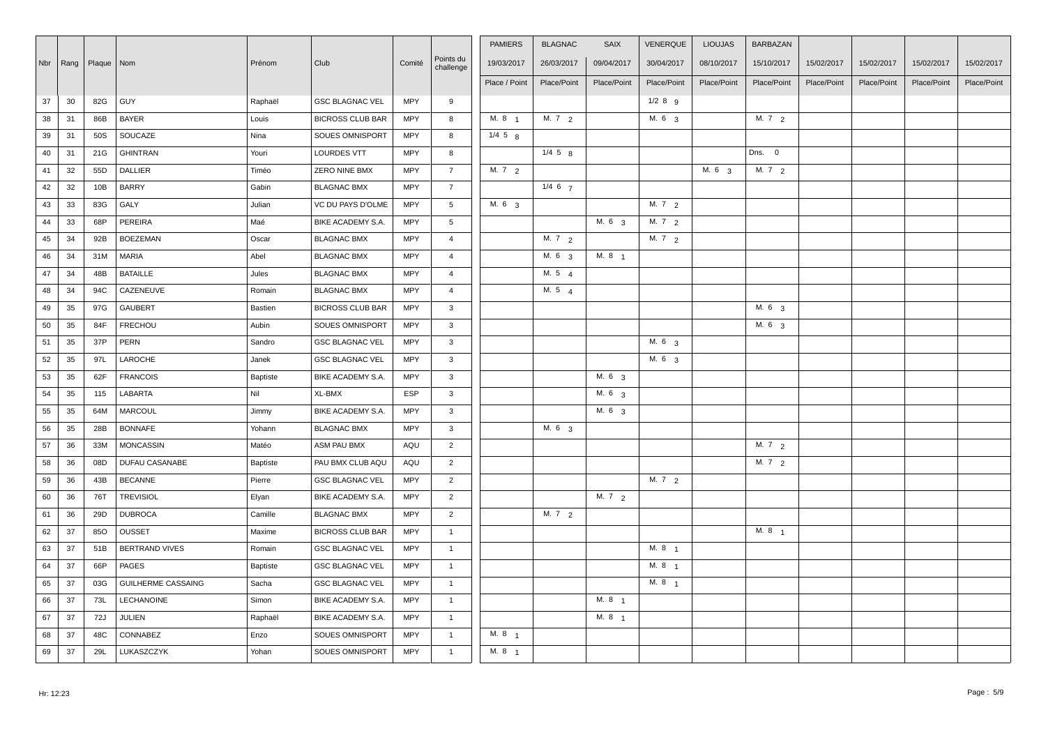| Nbr | Rang | Plaque | Nom | Prénom | Club | Comité | Points du challenge | PAMIERS | BLAGNAC | SAIX | VENERQUE | LIOUJAS | BARBAZAN | | | | |
|---|---|---|---|---|---|---|---|---|---|---|---|---|---|---|---|---|---|
| | | | | | | | | 19/03/2017 | 26/03/2017 | 09/04/2017 | 30/04/2017 | 08/10/2017 | 15/10/2017 | 15/02/2017 | 15/02/2017 | 15/02/2017 | 15/02/2017 |
| | | | | | | | | Place / Point | Place/Point | Place/Point | Place/Point | Place/Point | Place/Point | Place/Point | Place/Point | Place/Point | Place/Point |
| 37 | 30 | 82G | GUY | Raphaël | GSC BLAGNAC VEL | MPY | 9 | | | | 1/2 8 9 | | | | | | |
| 38 | 31 | 86B | BAYER | Louis | BICROSS CLUB BAR | MPY | 8 | M. 8 1 | M. 7 2 | | M. 6 3 | | M. 7 2 | | | | |
| 39 | 31 | 50S | SOUCAZE | Nina | SOUES OMNISPORT | MPY | 8 | 1/4 5 8 | | | | | | | | | |
| 40 | 31 | 21G | GHINTRAN | Youri | LOURDES VTT | MPY | 8 | | 1/4 5 8 | | | | Dns. 0 | | | | |
| 41 | 32 | 55D | DALLIER | Timéo | ZERO NINE BMX | MPY | 7 | M. 7 2 | | | | M. 6 3 | M. 7 2 | | | | |
| 42 | 32 | 10B | BARRY | Gabin | BLAGNAC BMX | MPY | 7 | | 1/4 6 7 | | | | | | | | |
| 43 | 33 | 83G | GALY | Julian | VC DU PAYS D'OLME | MPY | 5 | M. 6 3 | | | M. 7 2 | | | | | | |
| 44 | 33 | 68P | PEREIRA | Maé | BIKE ACADEMY S.A. | MPY | 5 | | | M. 6 3 | M. 7 2 | | | | | | |
| 45 | 34 | 92B | BOEZEMAN | Oscar | BLAGNAC BMX | MPY | 4 | | M. 7 2 | | M. 7 2 | | | | | | |
| 46 | 34 | 31M | MARIA | Abel | BLAGNAC BMX | MPY | 4 | | M. 6 3 | M. 8 1 | | | | | | | |
| 47 | 34 | 48B | BATAILLE | Jules | BLAGNAC BMX | MPY | 4 | | M. 5 4 | | | | | | | | |
| 48 | 34 | 94C | CAZENEUVE | Romain | BLAGNAC BMX | MPY | 4 | | M. 5 4 | | | | | | | | |
| 49 | 35 | 97G | GAUBERT | Bastien | BICROSS CLUB BAR | MPY | 3 | | | | | | M. 6 3 | | | | |
| 50 | 35 | 84F | FRECHOU | Aubin | SOUES OMNISPORT | MPY | 3 | | | | | | M. 6 3 | | | | |
| 51 | 35 | 37P | PERN | Sandro | GSC BLAGNAC VEL | MPY | 3 | | | | M. 6 3 | | | | | | |
| 52 | 35 | 97L | LAROCHE | Janek | GSC BLAGNAC VEL | MPY | 3 | | | | M. 6 3 | | | | | | |
| 53 | 35 | 62F | FRANCOIS | Baptiste | BIKE ACADEMY S.A. | MPY | 3 | | | M. 6 3 | | | | | | | |
| 54 | 35 | 115 | LABARTA | Nil | XL-BMX | ESP | 3 | | | M. 6 3 | | | | | | | |
| 55 | 35 | 64M | MARCOUL | Jimmy | BIKE ACADEMY S.A. | MPY | 3 | | | M. 6 3 | | | | | | | |
| 56 | 35 | 28B | BONNAFE | Yohann | BLAGNAC BMX | MPY | 3 | | M. 6 3 | | | | | | | | |
| 57 | 36 | 33M | MONCASSIN | Matéo | ASM PAU BMX | AQU | 2 | | | | | | M. 7 2 | | | | |
| 58 | 36 | 08D | DUFAU CASANABE | Baptiste | PAU BMX CLUB AQU | AQU | 2 | | | | | | M. 7 2 | | | | |
| 59 | 36 | 43B | BECANNE | Pierre | GSC BLAGNAC VEL | MPY | 2 | | | | M. 7 2 | | | | | | |
| 60 | 36 | 76T | TREVISIOL | Elyan | BIKE ACADEMY S.A. | MPY | 2 | | | M. 7 2 | | | | | | | |
| 61 | 36 | 29D | DUBROCA | Camille | BLAGNAC BMX | MPY | 2 | | M. 7 2 | | | | | | | | |
| 62 | 37 | 85O | OUSSET | Maxime | BICROSS CLUB BAR | MPY | 1 | | | | | | M. 8 1 | | | | |
| 63 | 37 | 51B | BERTRAND VIVES | Romain | GSC BLAGNAC VEL | MPY | 1 | | | | M. 8 1 | | | | | | |
| 64 | 37 | 66P | PAGES | Baptiste | GSC BLAGNAC VEL | MPY | 1 | | | | M. 8 1 | | | | | | |
| 65 | 37 | 03G | GUILHERME CASSAING | Sacha | GSC BLAGNAC VEL | MPY | 1 | | | | M. 8 1 | | | | | | |
| 66 | 37 | 73L | LECHANOINE | Simon | BIKE ACADEMY S.A. | MPY | 1 | | | M. 8 1 | | | | | | | |
| 67 | 37 | 72J | JULIEN | Raphaël | BIKE ACADEMY S.A. | MPY | 1 | | | M. 8 1 | | | | | | | |
| 68 | 37 | 48C | CONNABEZ | Enzo | SOUES OMNISPORT | MPY | 1 | M. 8 1 | | | | | | | | | |
| 69 | 37 | 29L | LUKASZCZYK | Yohan | SOUES OMNISPORT | MPY | 1 | M. 8 1 | | | | | | | | | |

Hr: 12:23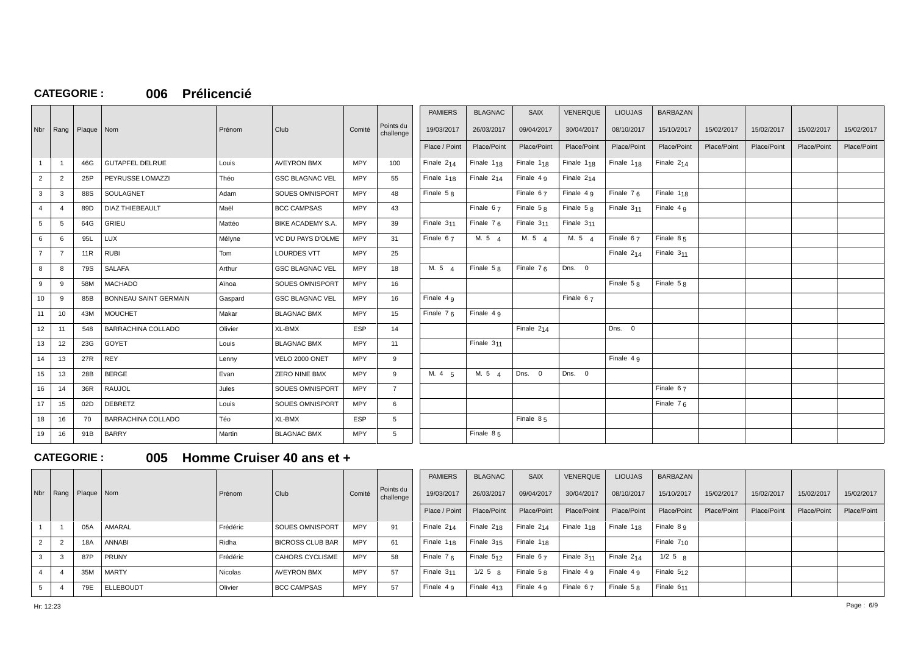**CATEGORIE : 006 Prélicencié**

| Nbr | Rang | Plaque | Nom | Prénom | Club | Comité | Points du challenge | PAMIERS 19/03/2017 Place / Point | BLAGNAC 26/03/2017 Place/Point | SAIX 09/04/2017 Place/Point | VENERQUE 30/04/2017 Place/Point | LIOUJAS 08/10/2017 Place/Point | BARBAZAN 15/10/2017 Place/Point | 15/02/2017 Place/Point | 15/02/2017 Place/Point | 15/02/2017 Place/Point | 15/02/2017 Place/Point |
|---|---|---|---|---|---|---|---|---|---|---|---|---|---|---|---|---|---|
| 1 | 1 | 46G | GUTAPFEL DELRUE | Louis | AVEYRON BMX | MPY | 100 | Finale 2 14 | Finale 1 18 | Finale 1 18 | Finale 1 18 | Finale 1 18 | Finale 2 14 | | | | |
| 2 | 2 | 25P | PEYRUSSE LOMAZZI | Théo | GSC BLAGNAC VEL | MPY | 55 | Finale 1 18 | Finale 2 14 | Finale 4 9 | Finale 2 14 | | | | | | |
| 3 | 3 | 88S | SOULAGNET | Adam | SOUES OMNISPORT | MPY | 48 | Finale 5 8 | | Finale 6 7 | Finale 4 9 | Finale 7 6 | Finale 1 18 | | | | |
| 4 | 4 | 89D | DIAZ THIEBEAULT | Maël | BCC CAMPSAS | MPY | 43 | | Finale 6 7 | Finale 5 8 | Finale 5 8 | Finale 3 11 | Finale 4 9 | | | | |
| 5 | 5 | 64G | GRIEU | Mattéo | BIKE ACADEMY S.A. | MPY | 39 | Finale 3 11 | Finale 7 6 | Finale 3 11 | Finale 3 11 | | | | | | |
| 6 | 6 | 95L | LUX | Mélyne | VC DU PAYS D'OLME | MPY | 31 | Finale 6 7 | M. 5 4 | M. 5 4 | M. 5 4 | Finale 6 7 | Finale 8 5 | | | | |
| 7 | 7 | 11R | RUBI | Tom | LOURDES VTT | MPY | 25 | | | | | Finale 2 14 | Finale 3 11 | | | | |
| 8 | 8 | 79S | SALAFA | Arthur | GSC BLAGNAC VEL | MPY | 18 | M. 5 4 | Finale 5 8 | Finale 7 6 | Dns. 0 | | | | | | |
| 9 | 9 | 58M | MACHADO | Aïnoa | SOUES OMNISPORT | MPY | 16 | | | | | Finale 5 8 | Finale 5 8 | | | | |
| 10 | 9 | 85B | BONNEAU SAINT GERMAIN | Gaspard | GSC BLAGNAC VEL | MPY | 16 | Finale 4 9 | | | Finale 6 7 | | | | | | |
| 11 | 10 | 43M | MOUCHET | Makar | BLAGNAC BMX | MPY | 15 | Finale 7 6 | Finale 4 9 | | | | | | | | |
| 12 | 11 | 548 | BARRACHINA COLLADO | Olivier | XL-BMX | ESP | 14 | | | Finale 2 14 | | Dns. 0 | | | | | |
| 13 | 12 | 23G | GOYET | Louis | BLAGNAC BMX | MPY | 11 | | Finale 3 11 | | | | | | | | |
| 14 | 13 | 27R | REY | Lenny | VELO 2000 ONET | MPY | 9 | | | | | Finale 4 9 | | | | | |
| 15 | 13 | 28B | BERGE | Evan | ZERO NINE BMX | MPY | 9 | M. 4 5 | M. 5 4 | Dns. 0 | Dns. 0 | | | | | | |
| 16 | 14 | 36R | RAUJOL | Jules | SOUES OMNISPORT | MPY | 7 | | | | | | Finale 6 7 | | | | |
| 17 | 15 | 02D | DEBRETZ | Louis | SOUES OMNISPORT | MPY | 6 | | | | | | Finale 7 6 | | | | |
| 18 | 16 | 70 | BARRACHINA COLLADO | Téo | XL-BMX | ESP | 5 | | | Finale 8 5 | | | | | | | |
| 19 | 16 | 91B | BARRY | Martin | BLAGNAC BMX | MPY | 5 | | Finale 8 5 | | | | | | | | |

**CATEGORIE : 005 Homme Cruiser 40 ans et +**

| Nbr | Rang | Plaque | Nom | Prénom | Club | Comité | Points du challenge | PAMIERS 19/03/2017 Place / Point | BLAGNAC 26/03/2017 Place/Point | SAIX 09/04/2017 Place/Point | VENERQUE 30/04/2017 Place/Point | LIOUJAS 08/10/2017 Place/Point | BARBAZAN 15/10/2017 Place/Point | 15/02/2017 Place/Point | 15/02/2017 Place/Point | 15/02/2017 Place/Point | 15/02/2017 Place/Point |
|---|---|---|---|---|---|---|---|---|---|---|---|---|---|---|---|---|---|
| 1 | 1 | 05A | AMARAL | Frédéric | SOUES OMNISPORT | MPY | 91 | Finale 2 14 | Finale 2 18 | Finale 2 14 | Finale 1 18 | Finale 1 18 | Finale 8 9 | | | | |
| 2 | 2 | 18A | ANNABI | Ridha | BICROSS CLUB BAR | MPY | 61 | Finale 1 18 | Finale 3 15 | Finale 1 18 | | | Finale 7 10 | | | | |
| 3 | 3 | 87P | PRUNY | Frédéric | CAHORS CYCLISME | MPY | 58 | Finale 7 6 | Finale 5 12 | Finale 6 7 | Finale 3 11 | Finale 2 14 | 1/2 5 8 | | | | |
| 4 | 4 | 35M | MARTY | Nicolas | AVEYRON BMX | MPY | 57 | Finale 3 11 | 1/2 5 8 | Finale 5 8 | Finale 4 9 | Finale 4 9 | Finale 5 12 | | | | |
| 5 | 4 | 79E | ELLEBOUDT | Olivier | BCC CAMPSAS | MPY | 57 | Finale 4 9 | Finale 4 13 | Finale 4 9 | Finale 6 7 | Finale 5 8 | Finale 6 11 | | | | |

Hr: 12:23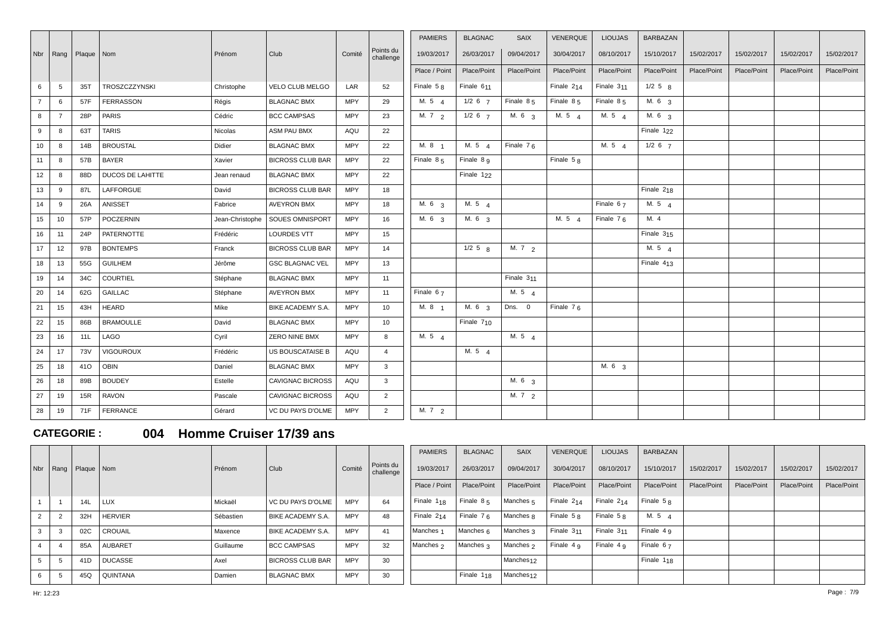| Nbr | Rang | Plaque | Nom | Prénom | Club | Comité | Points du challenge | PAMIERS | BLAGNAC | SAIX | VENERQUE | LIOUJAS | BARBAZAN | | | | |
|---|---|---|---|---|---|---|---|---|---|---|---|---|---|---|---|---|---|
| | | | | | | | | 19/03/2017 | 26/03/2017 | 09/04/2017 | 30/04/2017 | 08/10/2017 | 15/10/2017 | 15/02/2017 | 15/02/2017 | 15/02/2017 | 15/02/2017 |
| | | | | | | | | Place / Point | Place/Point | Place/Point | Place/Point | Place/Point | Place/Point | Place/Point | Place/Point | Place/Point | Place/Point |
| 6 | 5 | 35T | TROSZCZZYNSKI | Christophe | VELO CLUB MELGO | LAR | 52 | Finale 5 8 | Finale 6 11 | | Finale 2 14 | Finale 3 11 | 1/2 5 8 | | | | |
| 7 | 6 | 57F | FERRASSON | Régis | BLAGNAC BMX | MPY | 29 | M. 5 4 | 1/2 6 7 | Finale 8 5 | Finale 8 5 | Finale 8 5 | M. 6 3 | | | | |
| 8 | 7 | 28P | PARIS | Cédric | BCC CAMPSAS | MPY | 23 | M. 7 2 | 1/2 6 7 | M. 6 3 | M. 5 4 | M. 5 4 | M. 6 3 | | | | |
| 9 | 8 | 63T | TARIS | Nicolas | ASM PAU BMX | AQU | 22 | | | | | | Finale 1 22 | | | | |
| 10 | 8 | 14B | BROUSTAL | Didier | BLAGNAC BMX | MPY | 22 | M. 8 1 | M. 5 4 | Finale 7 6 | | M. 5 4 | 1/2 6 7 | | | | |
| 11 | 8 | 57B | BAYER | Xavier | BICROSS CLUB BAR | MPY | 22 | Finale 8 5 | Finale 8 9 | | Finale 5 8 | | | | | | |
| 12 | 8 | 88D | DUCOS DE LAHITTE | Jean renaud | BLAGNAC BMX | MPY | 22 | | Finale 1 22 | | | | | | | | |
| 13 | 9 | 87L | LAFFORGUE | David | BICROSS CLUB BAR | MPY | 18 | | | | | | Finale 2 18 | | | | |
| 14 | 9 | 26A | ANISSET | Fabrice | AVEYRON BMX | MPY | 18 | M. 6 3 | M. 5 4 | | | Finale 6 7 | M. 5 4 | | | | |
| 15 | 10 | 57P | POCZERNIN | Jean-Christophe | SOUES OMNISPORT | MPY | 16 | M. 6 3 | M. 6 3 | | M. 5 4 | Finale 7 6 | M. 4 | | | | |
| 16 | 11 | 24P | PATERNOTTE | Frédéric | LOURDES VTT | MPY | 15 | | | | | | Finale 3 15 | | | | |
| 17 | 12 | 97B | BONTEMPS | Franck | BICROSS CLUB BAR | MPY | 14 | | 1/2 5 8 | M. 7 2 | | | M. 5 4 | | | | |
| 18 | 13 | 55G | GUILHEM | Jérôme | GSC BLAGNAC VEL | MPY | 13 | | | | | | Finale 4 13 | | | | |
| 19 | 14 | 34C | COURTIEL | Stéphane | BLAGNAC BMX | MPY | 11 | | | Finale 3 11 | | | | | | | |
| 20 | 14 | 62G | GAILLAC | Stéphane | AVEYRON BMX | MPY | 11 | Finale 6 7 | | M. 5 4 | | | | | | | |
| 21 | 15 | 43H | HEARD | Mike | BIKE ACADEMY S.A. | MPY | 10 | M. 8 1 | M. 6 3 | Dns. 0 | Finale 7 6 | | | | | | |
| 22 | 15 | 86B | BRAMOULLE | David | BLAGNAC BMX | MPY | 10 | | Finale 7 10 | | | | | | | | |
| 23 | 16 | 11L | LAGO | Cyril | ZERO NINE BMX | MPY | 8 | M. 5 4 | | M. 5 4 | | | | | | | |
| 24 | 17 | 73V | VIGOUROUX | Frédéric | US BOUSCATAISE B | AQU | 4 | | M. 5 4 | | | | | | | | |
| 25 | 18 | 41O | OBIN | Daniel | BLAGNAC BMX | MPY | 3 | | | | | M. 6 3 | | | | | |
| 26 | 18 | 89B | BOUDEY | Estelle | CAVIGNAC BICROSS | AQU | 3 | | | M. 6 3 | | | | | | | |
| 27 | 19 | 15R | RAVON | Pascale | CAVIGNAC BICROSS | AQU | 2 | | | M. 7 2 | | | | | | | |
| 28 | 19 | 71F | FERRANCE | Gérard | VC DU PAYS D'OLME | MPY | 2 | M. 7 2 | | | | | | | | | |

## CATEGORIE : 004 Homme Cruiser 17/39 ans

| Nbr | Rang | Plaque | Nom | Prénom | Club | Comité | Points du challenge | PAMIERS | BLAGNAC | SAIX | VENERQUE | LIOUJAS | BARBAZAN | | | | |
|---|---|---|---|---|---|---|---|---|---|---|---|---|---|---|---|---|---|
| | | | | | | | | 19/03/2017 | 26/03/2017 | 09/04/2017 | 30/04/2017 | 08/10/2017 | 15/10/2017 | 15/02/2017 | 15/02/2017 | 15/02/2017 | 15/02/2017 |
| | | | | | | | | Place / Point | Place/Point | Place/Point | Place/Point | Place/Point | Place/Point | Place/Point | Place/Point | Place/Point | Place/Point |
| 1 | 1 | 14L | LUX | Mickaël | VC DU PAYS D'OLME | MPY | 64 | Finale 1 18 | Finale 8 5 | Manches 5 | Finale 2 14 | Finale 2 14 | Finale 5 8 | | | | |
| 2 | 2 | 32H | HERVIER | Sébastien | BIKE ACADEMY S.A. | MPY | 48 | Finale 2 14 | Finale 7 6 | Manches 8 | Finale 5 8 | Finale 5 8 | M. 5 4 | | | | |
| 3 | 3 | 02C | CROUAIL | Maxence | BIKE ACADEMY S.A. | MPY | 41 | Manches 1 | Manches 6 | Manches 3 | Finale 3 11 | Finale 3 11 | Finale 4 9 | | | | |
| 4 | 4 | 85A | AUBARET | Guillaume | BCC CAMPSAS | MPY | 32 | Manches 2 | Manches 3 | Manches 2 | Finale 4 9 | Finale 4 9 | Finale 6 7 | | | | |
| 5 | 5 | 41D | DUCASSE | Axel | BICROSS CLUB BAR | MPY | 30 | | | Manches 12 | | | Finale 1 18 | | | | |
| 6 | 5 | 45Q | QUINTANA | Damien | BLAGNAC BMX | MPY | 30 | | Finale 1 18 | Manches 12 | | | | | | | |

Hr: 12:23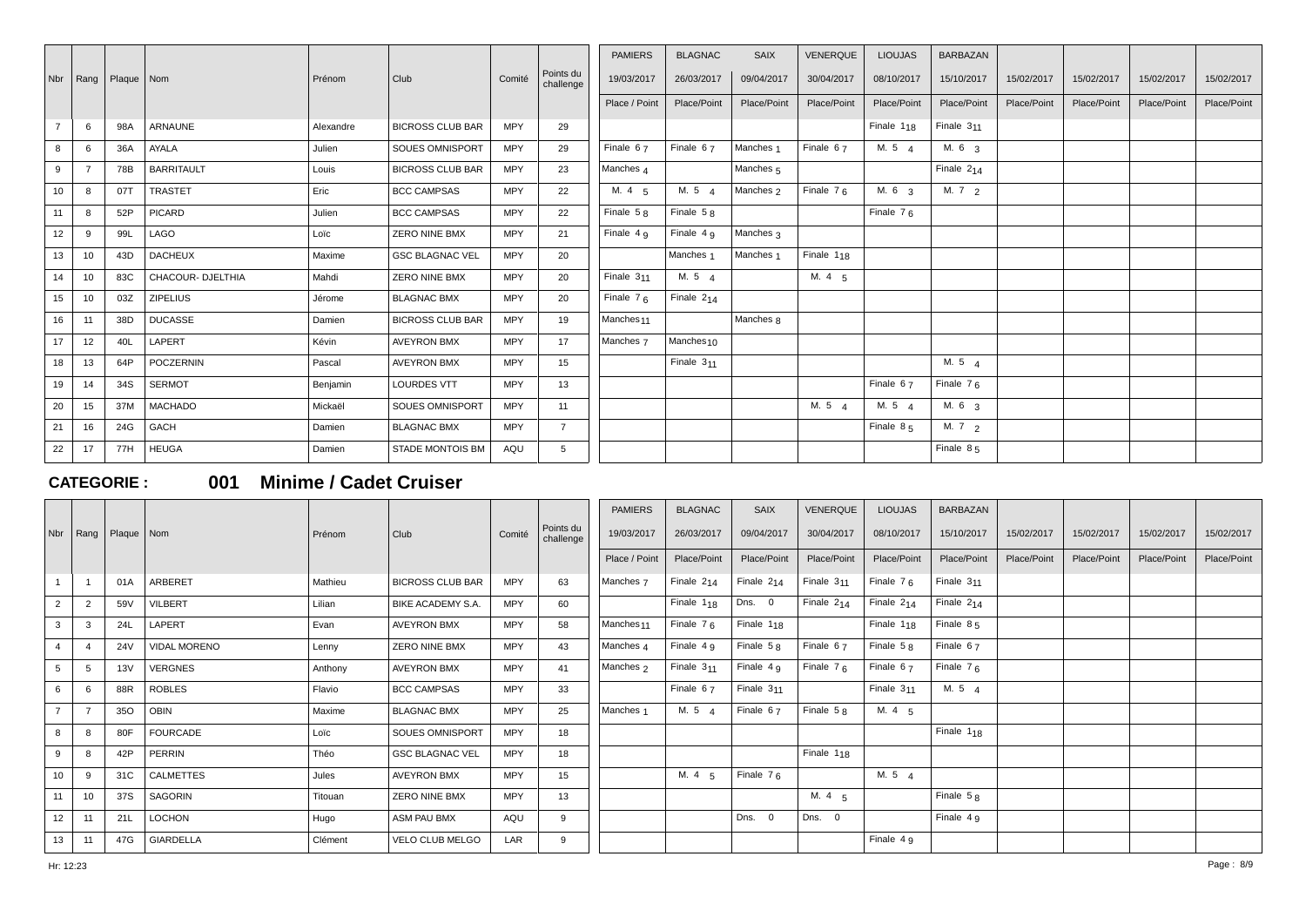| Nbr | Rang | Plaque | Nom | Prénom | Club | Comité | Points du challenge | PAMIERS | BLAGNAC | SAIX | VENERQUE | LIOUJAS | BARBAZAN | | | | |
|---|---|---|---|---|---|---|---|---|---|---|---|---|---|---|---|---|---|
| | | | | | | | | 19/03/2017 | 26/03/2017 | 09/04/2017 | 30/04/2017 | 08/10/2017 | 15/10/2017 | 15/02/2017 | 15/02/2017 | 15/02/2017 | 15/02/2017 |
| | | | | | | | | Place / Point | Place/Point | Place/Point | Place/Point | Place/Point | Place/Point | Place/Point | Place/Point | Place/Point | Place/Point |
| 7 | 6 | 98A | ARNAUNE | Alexandre | BICROSS CLUB BAR | MPY | 29 | | | | | Finale 1 18 | Finale 3 11 | | | | |
| 8 | 6 | 36A | AYALA | Julien | SOUES OMNISPORT | MPY | 29 | Finale 6 7 | Finale 6 7 | Manches 1 | Finale 6 7 | M. 5 4 | M. 6 3 | | | | |
| 9 | 7 | 78B | BARRITAULT | Louis | BICROSS CLUB BAR | MPY | 23 | Manches 4 | | Manches 5 | | | Finale 2 14 | | | | |
| 10 | 8 | 07T | TRASTET | Eric | BCC CAMPSAS | MPY | 22 | M. 4 5 | M. 5 4 | Manches 2 | Finale 7 6 | M. 6 3 | M. 7 2 | | | | |
| 11 | 8 | 52P | PICARD | Julien | BCC CAMPSAS | MPY | 22 | Finale 5 8 | Finale 5 8 | | | Finale 7 6 | | | | | |
| 12 | 9 | 99L | LAGO | Loïc | ZERO NINE BMX | MPY | 21 | Finale 4 9 | Finale 4 9 | Manches 3 | | | | | | | |
| 13 | 10 | 43D | DACHEUX | Maxime | GSC BLAGNAC VEL | MPY | 20 | | Manches 1 | Manches 1 | Finale 1 18 | | | | | | |
| 14 | 10 | 83C | CHACOUR- DJELTHIA | Mahdi | ZERO NINE BMX | MPY | 20 | Finale 3 11 | M. 5 4 | | M. 4 5 | | | | | | |
| 15 | 10 | 03Z | ZIPELIUS | Jérome | BLAGNAC BMX | MPY | 20 | Finale 7 6 | Finale 2 14 | | | | | | | | |
| 16 | 11 | 38D | DUCASSE | Damien | BICROSS CLUB BAR | MPY | 19 | Manches 11 | | Manches 8 | | | | | | | |
| 17 | 12 | 40L | LAPERT | Kévin | AVEYRON BMX | MPY | 17 | Manches 7 | Manches 10 | | | | | | | | |
| 18 | 13 | 64P | POCZERNIN | Pascal | AVEYRON BMX | MPY | 15 | | Finale 3 11 | | | | M. 5 4 | | | | |
| 19 | 14 | 34S | SERMOT | Benjamin | LOURDES VTT | MPY | 13 | | | | | Finale 6 7 | Finale 7 6 | | | | |
| 20 | 15 | 37M | MACHADO | Mickaël | SOUES OMNISPORT | MPY | 11 | | | | M. 5 4 | M. 5 4 | M. 6 3 | | | | |
| 21 | 16 | 24G | GACH | Damien | BLAGNAC BMX | MPY | 7 | | | | | Finale 8 5 | M. 7 2 | | | | |
| 22 | 17 | 77H | HEUGA | Damien | STADE MONTOIS BM | AQU | 5 | | | | | | Finale 8 5 | | | | |

## CATEGORIE : 001 Minime / Cadet Cruiser

| Nbr | Rang | Plaque | Nom | Prénom | Club | Comité | Points du challenge | PAMIERS | BLAGNAC | SAIX | VENERQUE | LIOUJAS | BARBAZAN | | | | |
|---|---|---|---|---|---|---|---|---|---|---|---|---|---|---|---|---|---|
| | | | | | | | | 19/03/2017 | 26/03/2017 | 09/04/2017 | 30/04/2017 | 08/10/2017 | 15/10/2017 | 15/02/2017 | 15/02/2017 | 15/02/2017 | 15/02/2017 |
| | | | | | | | | Place / Point | Place/Point | Place/Point | Place/Point | Place/Point | Place/Point | Place/Point | Place/Point | Place/Point | Place/Point |
| 1 | 1 | 01A | ARBERET | Mathieu | BICROSS CLUB BAR | MPY | 63 | Manches 7 | Finale 2 14 | Finale 2 14 | Finale 3 11 | Finale 7 6 | Finale 3 11 | | | | |
| 2 | 2 | 59V | VILBERT | Lilian | BIKE ACADEMY S.A. | MPY | 60 | | Finale 1 18 | Dns. 0 | Finale 2 14 | Finale 2 14 | Finale 2 14 | | | | |
| 3 | 3 | 24L | LAPERT | Evan | AVEYRON BMX | MPY | 58 | Manches 11 | Finale 7 6 | Finale 1 18 | | Finale 1 18 | Finale 8 5 | | | | |
| 4 | 4 | 24V | VIDAL MORENO | Lenny | ZERO NINE BMX | MPY | 43 | Manches 4 | Finale 4 9 | Finale 5 8 | Finale 6 7 | Finale 5 8 | Finale 6 7 | | | | |
| 5 | 5 | 13V | VERGNES | Anthony | AVEYRON BMX | MPY | 41 | Manches 2 | Finale 3 11 | Finale 4 9 | Finale 7 6 | Finale 6 7 | Finale 7 6 | | | | |
| 6 | 6 | 88R | ROBLES | Flavio | BCC CAMPSAS | MPY | 33 | | Finale 6 7 | Finale 3 11 | | Finale 3 11 | M. 5 4 | | | | |
| 7 | 7 | 35O | OBIN | Maxime | BLAGNAC BMX | MPY | 25 | Manches 1 | M. 5 4 | Finale 6 7 | Finale 5 8 | M. 4 5 | | | | | |
| 8 | 8 | 80F | FOURCADE | Loïc | SOUES OMNISPORT | MPY | 18 | | | | | | Finale 1 18 | | | | |
| 9 | 8 | 42P | PERRIN | Théo | GSC BLAGNAC VEL | MPY | 18 | | | | Finale 1 18 | | | | | | |
| 10 | 9 | 31C | CALMETTES | Jules | AVEYRON BMX | MPY | 15 | | M. 4 5 | Finale 7 6 | | M. 5 4 | | | | | |
| 11 | 10 | 37S | SAGORIN | Titouan | ZERO NINE BMX | MPY | 13 | | | | M. 4 5 | | Finale 5 8 | | | | |
| 12 | 11 | 21L | LOCHON | Hugo | ASM PAU BMX | AQU | 9 | | | Dns. 0 | Dns. 0 | | Finale 4 9 | | | | |
| 13 | 11 | 47G | GIARDELLA | Clément | VELO CLUB MELGO | LAR | 9 | | | | | Finale 4 9 | | | | | |

Hr: 12:23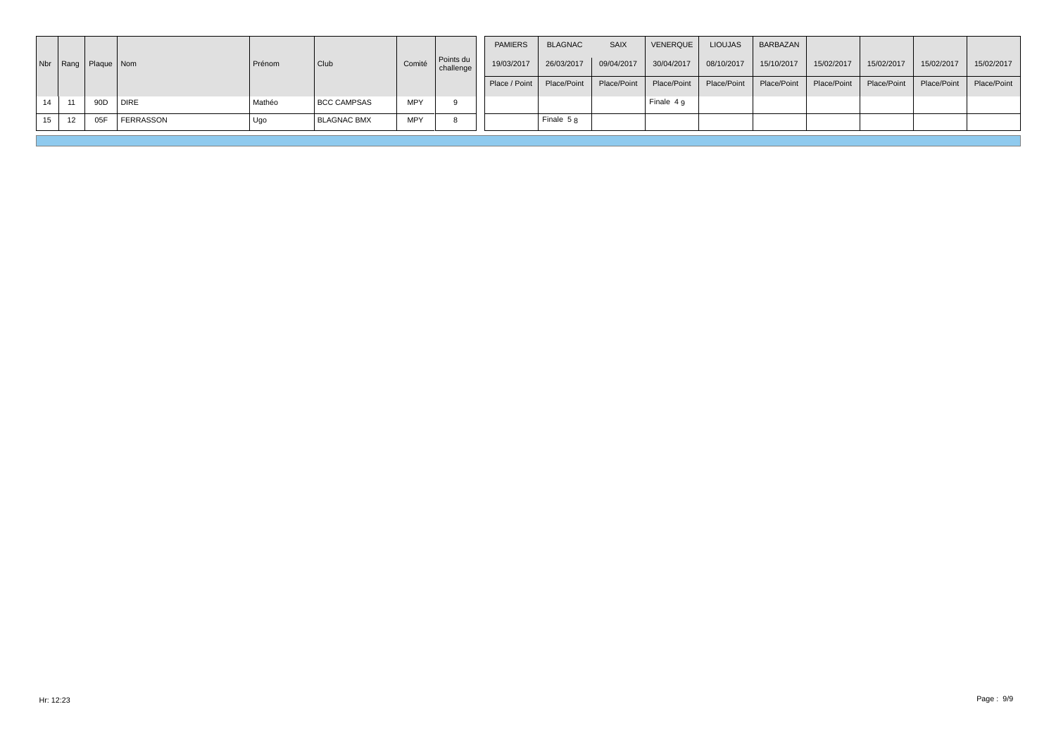| Nbr | Rang | Plaque | Nom | Prénom | Club | Comité | Points du challenge | PAMIERS | BLAGNAC | SAIX | VENERQUE | LIOUJAS | BARBAZAN | | | | |
|---|---|---|---|---|---|---|---|---|---|---|---|---|---|---|---|---|---|
| | | | | | | | | 19/03/2017 | 26/03/2017 | 09/04/2017 | 30/04/2017 | 08/10/2017 | 15/10/2017 | 15/02/2017 | 15/02/2017 | 15/02/2017 | 15/02/2017 |
| | | | | | | | | Place / Point | Place/Point | Place/Point | Place/Point | Place/Point | Place/Point | Place/Point | Place/Point | Place/Point | Place/Point |
| 14 | 11 | 90D | DIRE | Mathéo | BCC CAMPSAS | MPY | 9 | | | | Finale 4 9 | | | | | | |
| 15 | 12 | 05F | FERRASSON | Ugo | BLAGNAC BMX | MPY | 8 | | Finale 5 8 | | | | | | | | |

Hr: 12:23